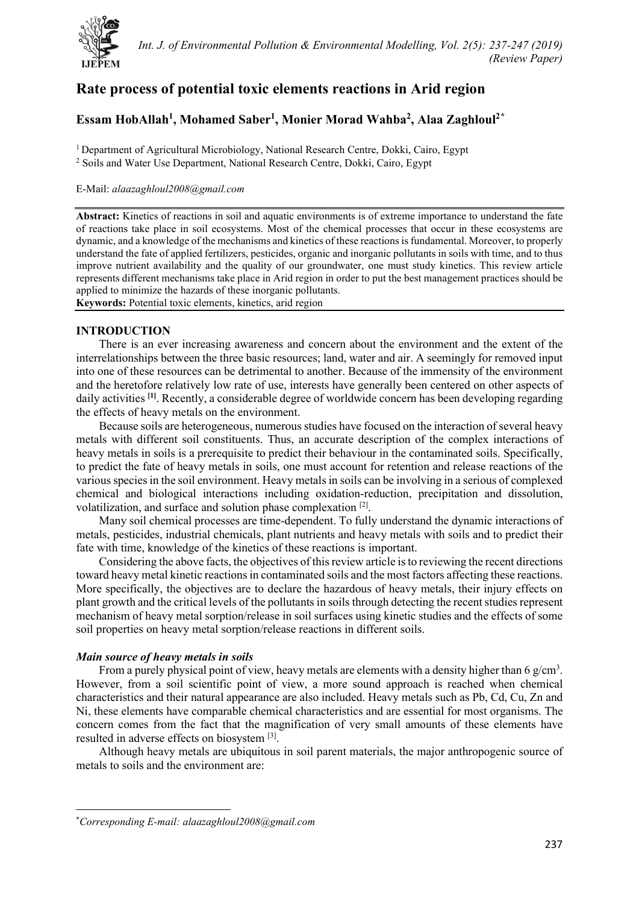# Rate process of potential toxic elements reactions in Arid region

**Essam HobAllah[1], Mohamed Saber[1], Monier Morad Wahba[2], Alaa Zaghloul[2*]**

[1] Department of Agricultural Microbiology, National Research Centre, Dokki, Cairo, Egypt
[2] Soils and Water Use Department, National Research Centre, Dokki, Cairo, Egypt

E-Mail: *alaazaghloul2008@gmail.com*

**Abstract:** Kinetics of reactions in soil and aquatic environments is of extreme importance to understand the fate of reactions take place in soil ecosystems. Most of the chemical processes that occur in these ecosystems are dynamic, and a knowledge of the mechanisms and kinetics of these reactions is fundamental. Moreover, to properly understand the fate of applied fertilizers, pesticides, organic and inorganic pollutants in soils with time, and to thus improve nutrient availability and the quality of our groundwater, one must study kinetics. This review article represents different mechanisms take place in Arid region in order to put the best management practices should be applied to minimize the hazards of these inorganic pollutants.
**Keywords:** Potential toxic elements, kinetics, arid region

## INTRODUCTION

There is an ever increasing awareness and concern about the environment and the extent of the interrelationships between the three basic resources; land, water and air. A seemingly for removed input into one of these resources can be detrimental to another. Because of the immensity of the environment and the heretofore relatively low rate of use, interests have generally been centered on other aspects of daily activities [1]. Recently, a considerable degree of worldwide concern has been developing regarding the effects of heavy metals on the environment.

Because soils are heterogeneous, numerous studies have focused on the interaction of several heavy metals with different soil constituents. Thus, an accurate description of the complex interactions of heavy metals in soils is a prerequisite to predict their behaviour in the contaminated soils. Specifically, to predict the fate of heavy metals in soils, one must account for retention and release reactions of the various species in the soil environment. Heavy metals in soils can be involving in a serious of complexed chemical and biological interactions including oxidation-reduction, precipitation and dissolution, volatilization, and surface and solution phase complexation [2].

Many soil chemical processes are time-dependent. To fully understand the dynamic interactions of metals, pesticides, industrial chemicals, plant nutrients and heavy metals with soils and to predict their fate with time, knowledge of the kinetics of these reactions is important.

Considering the above facts, the objectives of this review article is to reviewing the recent directions toward heavy metal kinetic reactions in contaminated soils and the most factors affecting these reactions. More specifically, the objectives are to declare the hazardous of heavy metals, their injury effects on plant growth and the critical levels of the pollutants in soils through detecting the recent studies represent mechanism of heavy metal sorption/release in soil surfaces using kinetic studies and the effects of some soil properties on heavy metal sorption/release reactions in different soils.

### *Main source of heavy metals in soils*

From a purely physical point of view, heavy metals are elements with a density higher than 6 $g/cm^3$. However, from a soil scientific point of view, a more sound approach is reached when chemical characteristics and their natural appearance are also included. Heavy metals such as Pb, Cd, Cu, Zn and Ni, these elements have comparable chemical characteristics and are essential for most organisms. The concern comes from the fact that the magnification of very small amounts of these elements have resulted in adverse effects on biosystem [3].

Although heavy metals are ubiquitous in soil parent materials, the major anthropogenic source of metals to soils and the environment are:

*Corresponding E-mail: alaazaghloul2008@gmail.com*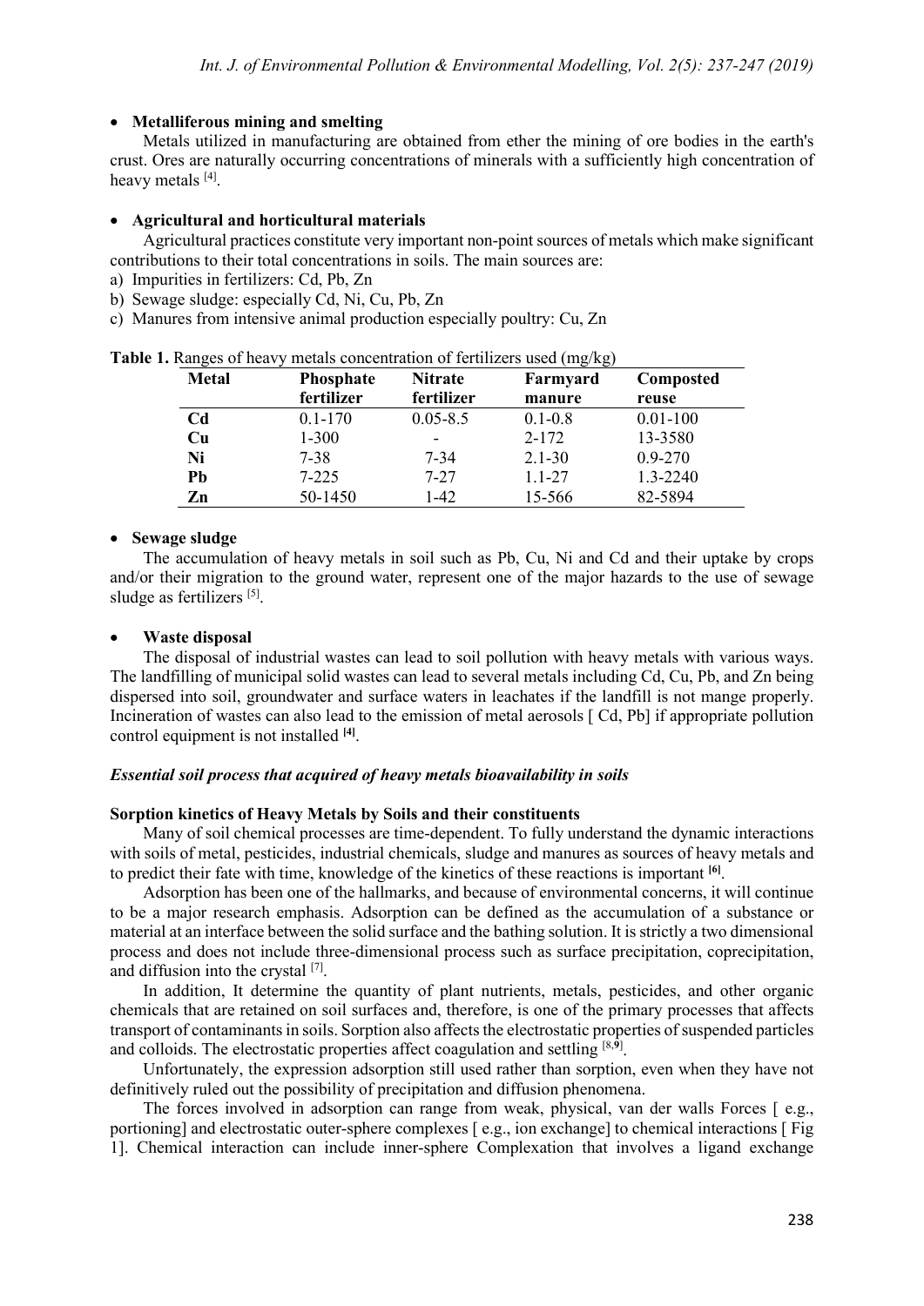- **Metalliferous mining and smelting**

Metals utilized in manufacturing are obtained from ether the mining of ore bodies in the earth's crust. Ores are naturally occurring concentrations of minerals with a sufficiently high concentration of heavy metals [4].

- **Agricultural and horticultural materials**

Agricultural practices constitute very important non-point sources of metals which make significant contributions to their total concentrations in soils. The main sources are:

a) Impurities in fertilizers: Cd, Pb, Zn
b) Sewage sludge: especially Cd, Ni, Cu, Pb, Zn
c) Manures from intensive animal production especially poultry: Cu, Zn

**Table 1.** Ranges of heavy metals concentration of fertilizers used (mg/kg)

| Metal | Phosphate fertilizer | Nitrate fertilizer | Farmyard manure | Composted reuse |
|---|---|---|---|---|
| **Cd** | 0.1-170 | 0.05-8.5 | 0.1-0.8 | 0.01-100 |
| **Cu** | 1-300 | - | 2-172 | 13-3580 |
| **Ni** | 7-38 | 7-34 | 2.1-30 | 0.9-270 |
| **Pb** | 7-225 | 7-27 | 1.1-27 | 1.3-2240 |
| **Zn** | 50-1450 | 1-42 | 15-566 | 82-5894 |

- **Sewage sludge**

The accumulation of heavy metals in soil such as Pb, Cu, Ni and Cd and their uptake by crops and/or their migration to the ground water, represent one of the major hazards to the use of sewage sludge as fertilizers [5].

- **Waste disposal**

The disposal of industrial wastes can lead to soil pollution with heavy metals with various ways. The landfilling of municipal solid wastes can lead to several metals including Cd, Cu, Pb, and Zn being dispersed into soil, groundwater and surface waters in leachates if the landfill is not mange properly. Incineration of wastes can also lead to the emission of metal aerosols [ Cd, Pb] if appropriate pollution control equipment is not installed [4].

### *Essential soil process that acquired of heavy metals bioavailability in soils*

#### Sorption kinetics of Heavy Metals by Soils and their constituents

Many of soil chemical processes are time-dependent. To fully understand the dynamic interactions with soils of metal, pesticides, industrial chemicals, sludge and manures as sources of heavy metals and to predict their fate with time, knowledge of the kinetics of these reactions is important [6].

Adsorption has been one of the hallmarks, and because of environmental concerns, it will continue to be a major research emphasis. Adsorption can be defined as the accumulation of a substance or material at an interface between the solid surface and the bathing solution. It is strictly a two dimensional process and does not include three-dimensional process such as surface precipitation, coprecipitation, and diffusion into the crystal [7].

In addition, It determine the quantity of plant nutrients, metals, pesticides, and other organic chemicals that are retained on soil surfaces and, therefore, is one of the primary processes that affects transport of contaminants in soils. Sorption also affects the electrostatic properties of suspended particles and colloids. The electrostatic properties affect coagulation and settling [8,9].

Unfortunately, the expression adsorption still used rather than sorption, even when they have not definitively ruled out the possibility of precipitation and diffusion phenomena.

The forces involved in adsorption can range from weak, physical, van der walls Forces [ e.g., portioning] and electrostatic outer-sphere complexes [ e.g., ion exchange] to chemical interactions [ Fig 1]. Chemical interaction can include inner-sphere Complexation that involves a ligand exchange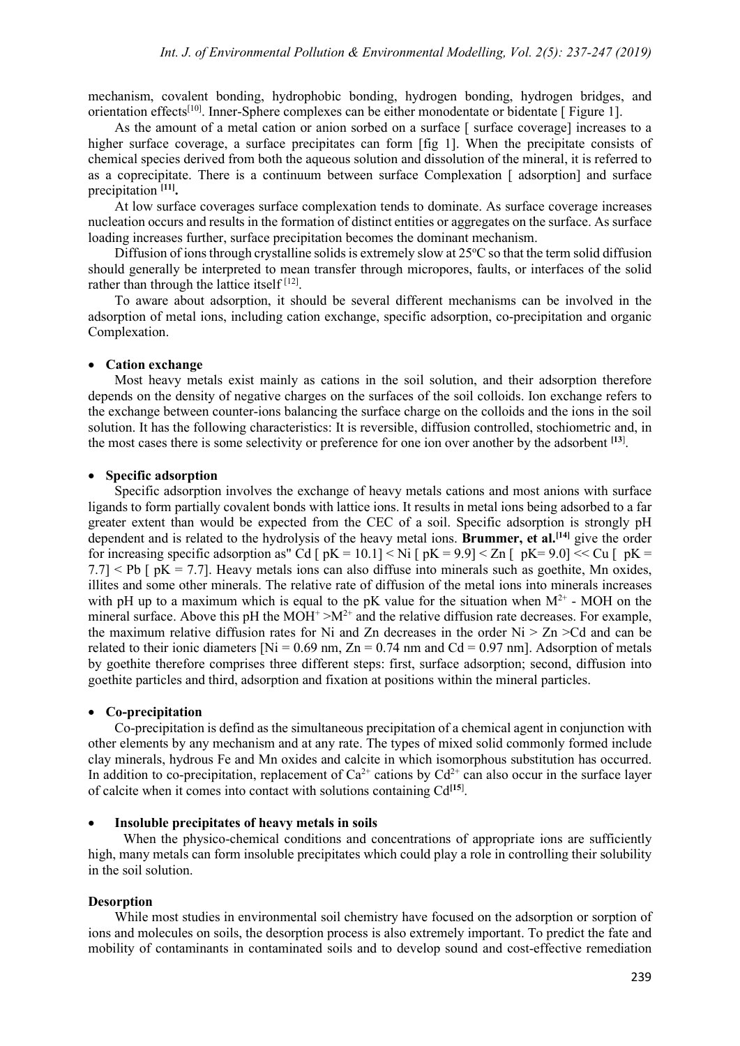mechanism, covalent bonding, hydrophobic bonding, hydrogen bonding, hydrogen bridges, and orientation effects[10]. Inner-Sphere complexes can be either monodentate or bidentate [ Figure 1].

As the amount of a metal cation or anion sorbed on a surface [ surface coverage] increases to a higher surface coverage, a surface precipitates can form [fig 1]. When the precipitate consists of chemical species derived from both the aqueous solution and dissolution of the mineral, it is referred to as a coprecipitate. There is a continuum between surface Complexation [ adsorption] and surface precipitation [11].

At low surface coverages surface complexation tends to dominate. As surface coverage increases nucleation occurs and results in the formation of distinct entities or aggregates on the surface. As surface loading increases further, surface precipitation becomes the dominant mechanism.

Diffusion of ions through crystalline solids is extremely slow at 25ºC so that the term solid diffusion should generally be interpreted to mean transfer through micropores, faults, or interfaces of the solid rather than through the lattice itself [12].

To aware about adsorption, it should be several different mechanisms can be involved in the adsorption of metal ions, including cation exchange, specific adsorption, co-precipitation and organic Complexation.

- **Cation exchange**

Most heavy metals exist mainly as cations in the soil solution, and their adsorption therefore depends on the density of negative charges on the surfaces of the soil colloids. Ion exchange refers to the exchange between counter-ions balancing the surface charge on the colloids and the ions in the soil solution. It has the following characteristics: It is reversible, diffusion controlled, stochiometric and, in the most cases there is some selectivity or preference for one ion over another by the adsorbent [13].

- **Specific adsorption**

Specific adsorption involves the exchange of heavy metals cations and most anions with surface ligands to form partially covalent bonds with lattice ions. It results in metal ions being adsorbed to a far greater extent than would be expected from the CEC of a soil. Specific adsorption is strongly pH dependent and is related to the hydrolysis of the heavy metal ions. **Brummer, et al.**[14] give the order for increasing specific adsorption as" Cd [ pK = 10.1] < Ni [ pK = 9.9] < Zn [ pK= 9.0] << Cu [ pK = 7.7] < Pb [ pK = 7.7]. Heavy metals ions can also diffuse into minerals such as goethite, Mn oxides, illites and some other minerals. The relative rate of diffusion of the metal ions into minerals increases with pH up to a maximum which is equal to the pK value for the situation when $M^{2+}$ - MOH on the mineral surface. Above this pH the $MOH^{+} > M^{2+}$ and the relative diffusion rate decreases. For example, the maximum relative diffusion rates for Ni and Zn decreases in the order Ni > Zn >Cd and can be related to their ionic diameters [Ni = 0.69 nm, Zn = 0.74 nm and Cd = 0.97 nm]. Adsorption of metals by goethite therefore comprises three different steps: first, surface adsorption; second, diffusion into goethite particles and third, adsorption and fixation at positions within the mineral particles.

- **Co-precipitation**

Co-precipitation is defind as the simultaneous precipitation of a chemical agent in conjunction with other elements by any mechanism and at any rate. The types of mixed solid commonly formed include clay minerals, hydrous Fe and Mn oxides and calcite in which isomorphous substitution has occurred. In addition to co-precipitation, replacement of $Ca^{2+}$ cations by $Cd^{2+}$ can also occur in the surface layer of calcite when it comes into contact with solutions containing Cd[15].

- **Insoluble precipitates of heavy metals in soils**

When the physico-chemical conditions and concentrations of appropriate ions are sufficiently high, many metals can form insoluble precipitates which could play a role in controlling their solubility in the soil solution.

**Desorption**

While most studies in environmental soil chemistry have focused on the adsorption or sorption of ions and molecules on soils, the desorption process is also extremely important. To predict the fate and mobility of contaminants in contaminated soils and to develop sound and cost-effective remediation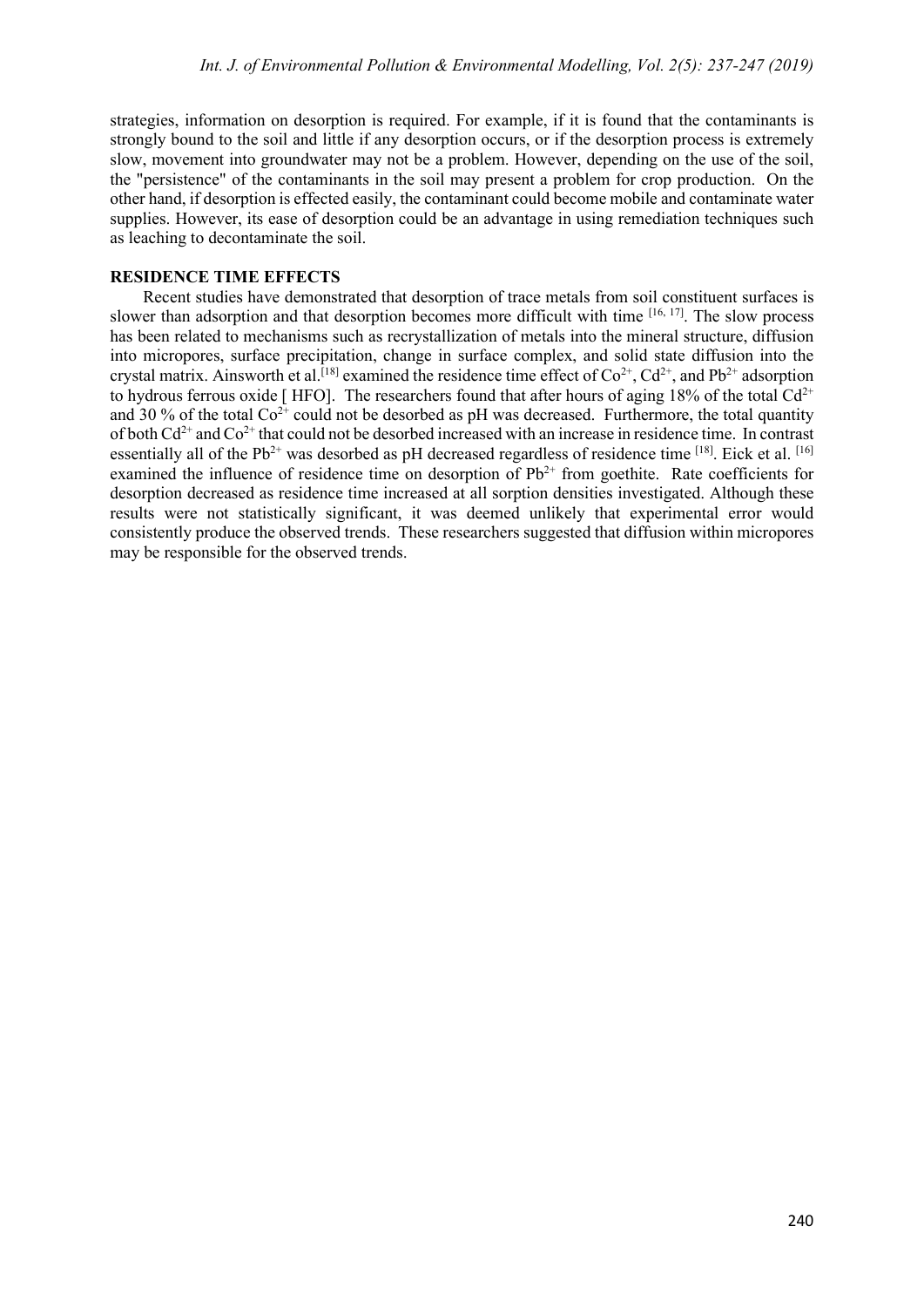strategies, information on desorption is required. For example, if it is found that the contaminants is strongly bound to the soil and little if any desorption occurs, or if the desorption process is extremely slow, movement into groundwater may not be a problem. However, depending on the use of the soil, the "persistence" of the contaminants in the soil may present a problem for crop production. On the other hand, if desorption is effected easily, the contaminant could become mobile and contaminate water supplies. However, its ease of desorption could be an advantage in using remediation techniques such as leaching to decontaminate the soil.

## RESIDENCE TIME EFFECTS

Recent studies have demonstrated that desorption of trace metals from soil constituent surfaces is slower than adsorption and that desorption becomes more difficult with time [16, 17]. The slow process has been related to mechanisms such as recrystallization of metals into the mineral structure, diffusion into micropores, surface precipitation, change in surface complex, and solid state diffusion into the crystal matrix. Ainsworth et al.[18] examined the residence time effect of $Co^{2+}$, $Cd^{2+}$, and $Pb^{2+}$ adsorption to hydrous ferrous oxide [ HFO]. The researchers found that after hours of aging 18% of the total $Cd^{2+}$ and 30 % of the total $Co^{2+}$ could not be desorbed as pH was decreased. Furthermore, the total quantity of both $Cd^{2+}$ and $Co^{2+}$ that could not be desorbed increased with an increase in residence time. In contrast essentially all of the $Pb^{2+}$ was desorbed as pH decreased regardless of residence time [18]. Eick et al. [16] examined the influence of residence time on desorption of $Pb^{2+}$ from goethite. Rate coefficients for desorption decreased as residence time increased at all sorption densities investigated. Although these results were not statistically significant, it was deemed unlikely that experimental error would consistently produce the observed trends. These researchers suggested that diffusion within micropores may be responsible for the observed trends.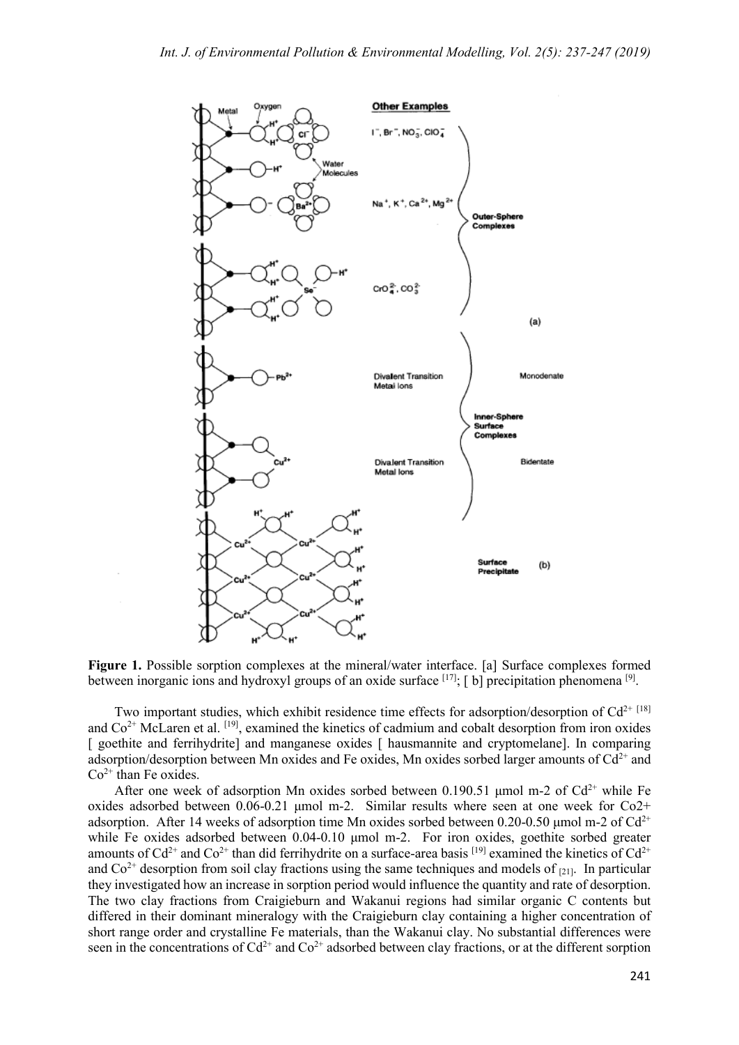**Figure 1.** Possible sorption complexes at the mineral/water interface. [a] Surface complexes formed between inorganic ions and hydroxyl groups of an oxide surface [17]; [ b] precipitation phenomena [9].

Two important studies, which exhibit residence time effects for adsorption/desorption of $Cd^{2+}$ [18] and $Co^{2+}$ McLaren et al. [19], examined the kinetics of cadmium and cobalt desorption from iron oxides [ goethite and ferrihydrite] and manganese oxides [ hausmannite and cryptomelane]. In comparing adsorption/desorption between Mn oxides and Fe oxides, Mn oxides sorbed larger amounts of $Cd^{2+}$ and $Co^{2+}$ than Fe oxides.

After one week of adsorption Mn oxides sorbed between 0.190.51 μmol m-2 of $Cd^{2+}$ while Fe oxides adsorbed between 0.06-0.21 μmol m-2. Similar results where seen at one week for Co2+ adsorption. After 14 weeks of adsorption time Mn oxides sorbed between 0.20-0.50 μmol m-2 of $Cd^{2+}$ while Fe oxides adsorbed between 0.04-0.10 μmol m-2. For iron oxides, goethite sorbed greater amounts of $Cd^{2+}$ and $Co^{2+}$ than did ferrihydrite on a surface-area basis [19] examined the kinetics of $Cd^{2+}$ and $Co^{2+}$ desorption from soil clay fractions using the same techniques and models of [21]. In particular they investigated how an increase in sorption period would influence the quantity and rate of desorption. The two clay fractions from Craigieburn and Wakanui regions had similar organic C contents but differed in their dominant mineralogy with the Craigieburn clay containing a higher concentration of short range order and crystalline Fe materials, than the Wakanui clay. No substantial differences were seen in the concentrations of $Cd^{2+}$ and $Co^{2+}$ adsorbed between clay fractions, or at the different sorption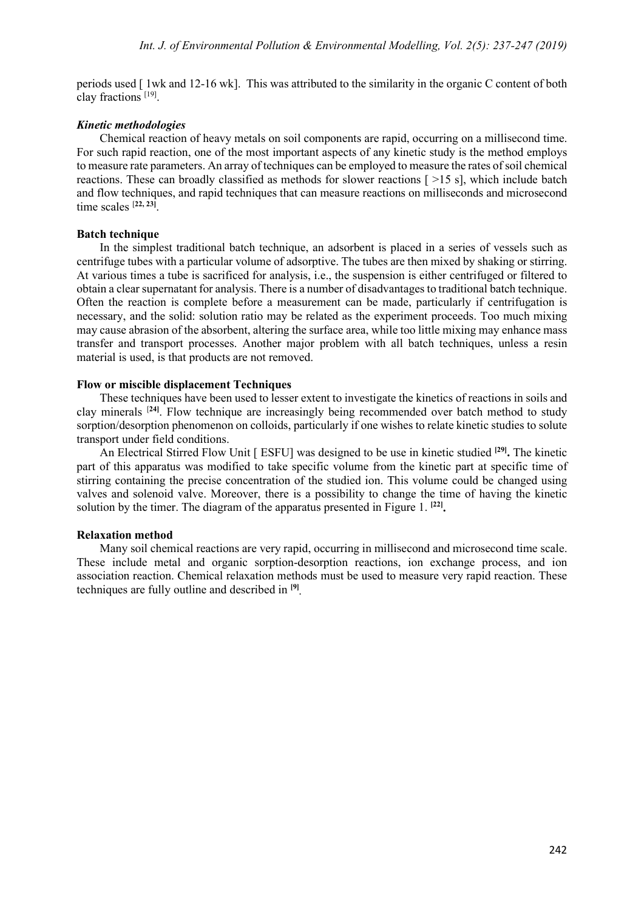periods used [ 1wk and 12-16 wk]. This was attributed to the similarity in the organic C content of both clay fractions [19].

### *Kinetic methodologies*

Chemical reaction of heavy metals on soil components are rapid, occurring on a millisecond time. For such rapid reaction, one of the most important aspects of any kinetic study is the method employs to measure rate parameters. An array of techniques can be employed to measure the rates of soil chemical reactions. These can broadly classified as methods for slower reactions [ >15 s], which include batch and flow techniques, and rapid techniques that can measure reactions on milliseconds and microsecond time scales [22, 23].

### Batch technique

In the simplest traditional batch technique, an adsorbent is placed in a series of vessels such as centrifuge tubes with a particular volume of adsorptive. The tubes are then mixed by shaking or stirring. At various times a tube is sacrificed for analysis, i.e., the suspension is either centrifuged or filtered to obtain a clear supernatant for analysis. There is a number of disadvantages to traditional batch technique. Often the reaction is complete before a measurement can be made, particularly if centrifugation is necessary, and the solid: solution ratio may be related as the experiment proceeds. Too much mixing may cause abrasion of the absorbent, altering the surface area, while too little mixing may enhance mass transfer and transport processes. Another major problem with all batch techniques, unless a resin material is used, is that products are not removed.

### Flow or miscible displacement Techniques

These techniques have been used to lesser extent to investigate the kinetics of reactions in soils and clay minerals [24]. Flow technique are increasingly being recommended over batch method to study sorption/desorption phenomenon on colloids, particularly if one wishes to relate kinetic studies to solute transport under field conditions.

An Electrical Stirred Flow Unit [ ESFU] was designed to be use in kinetic studied [29]**.** The kinetic part of this apparatus was modified to take specific volume from the kinetic part at specific time of stirring containing the precise concentration of the studied ion. This volume could be changed using valves and solenoid valve. Moreover, there is a possibility to change the time of having the kinetic solution by the timer. The diagram of the apparatus presented in Figure 1. [22]**.**

### Relaxation method

Many soil chemical reactions are very rapid, occurring in millisecond and microsecond time scale. These include metal and organic sorption-desorption reactions, ion exchange process, and ion association reaction. Chemical relaxation methods must be used to measure very rapid reaction. These techniques are fully outline and described in [9].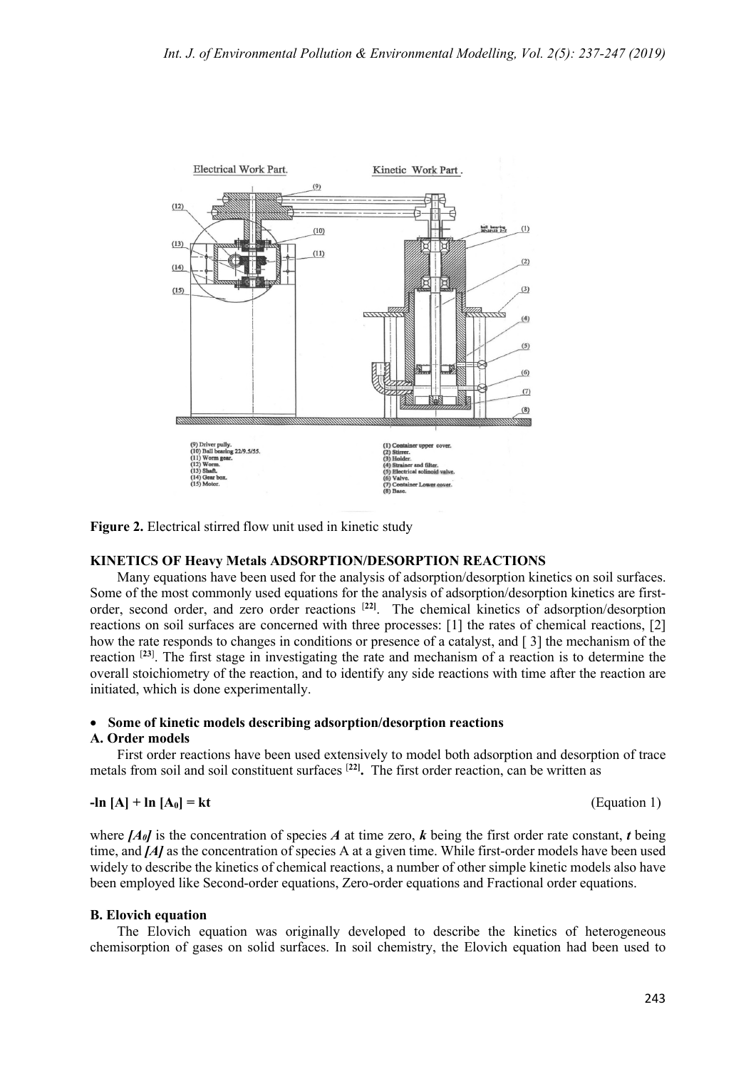Figure 2. Electrical stirred flow unit used in kinetic study

## KINETICS OF Heavy Metals ADSORPTION/DESORPTION REACTIONS

Many equations have been used for the analysis of adsorption/desorption kinetics on soil surfaces. Some of the most commonly used equations for the analysis of adsorption/desorption kinetics are first-order, second order, and zero order reactions [22]. The chemical kinetics of adsorption/desorption reactions on soil surfaces are concerned with three processes: [1] the rates of chemical reactions, [2] how the rate responds to changes in conditions or presence of a catalyst, and [ 3] the mechanism of the reaction [23]. The first stage in investigating the rate and mechanism of a reaction is to determine the overall stoichiometry of the reaction, and to identify any side reactions with time after the reaction are initiated, which is done experimentally.

- **Some of kinetic models describing adsorption/desorption reactions**

### A. Order models

First order reactions have been used extensively to model both adsorption and desorption of trace metals from soil and soil constituent surfaces [22]. The first order reaction, can be written as

$$-\ln [A] + \ln [A_0] = kt \qquad \text{(Equation 1)}$$

where $[A_0]$ is the concentration of species $A$ at time zero, $k$ being the first order rate constant, $t$ being time, and $[A]$ as the concentration of species A at a given time. While first-order models have been used widely to describe the kinetics of chemical reactions, a number of other simple kinetic models also have been employed like Second-order equations, Zero-order equations and Fractional order equations.

### B. Elovich equation

The Elovich equation was originally developed to describe the kinetics of heterogeneous chemisorption of gases on solid surfaces. In soil chemistry, the Elovich equation had been used to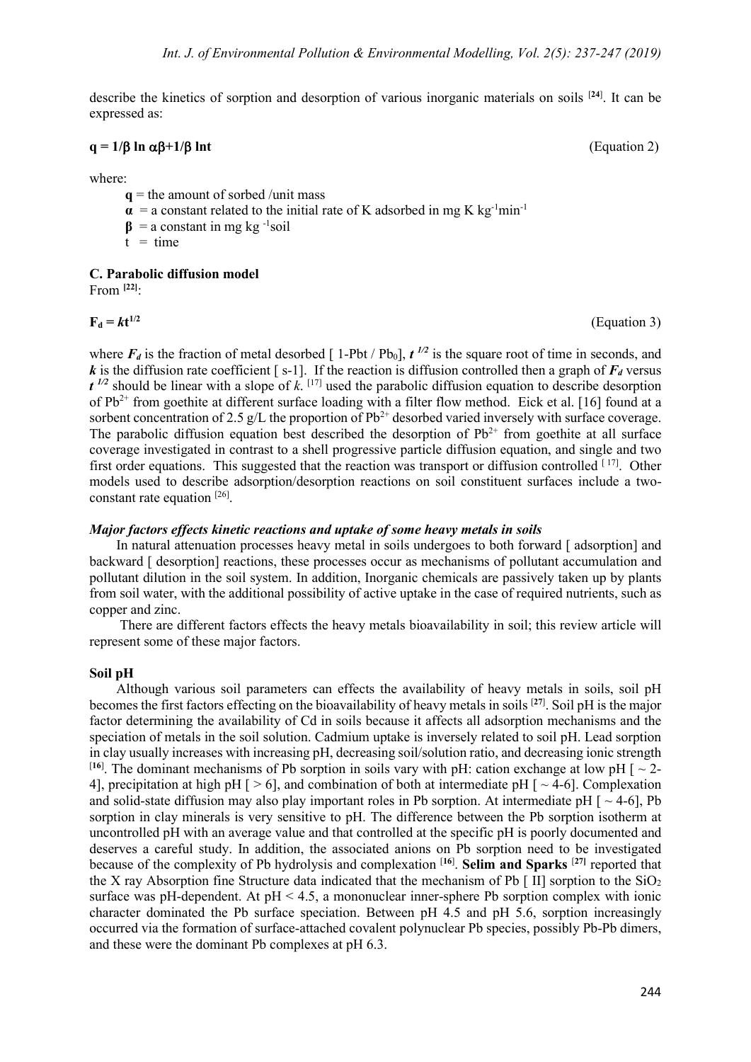describe the kinetics of sorption and desorption of various inorganic materials on soils [24]. It can be expressed as:

$$q = 1/\beta \ln \alpha\beta + 1/\beta \ln t \quad \text{(Equation 2)}$$

where:

- **q** = the amount of sorbed /unit mass
- **α** = a constant related to the initial rate of K adsorbed in mg K $kg^{-1}min^{-1}$
- **β** = a constant in mg $kg^{-1}$soil
- t = time

**C. Parabolic diffusion model**

From [22]:

$$F_d = kt^{1/2} \quad \text{(Equation 3)}$$

where $F_d$ is the fraction of metal desorbed [ 1-Pbt / $Pb_0$], $t^{1/2}$ is the square root of time in seconds, and $k$ is the diffusion rate coefficient [ s-1]. If the reaction is diffusion controlled then a graph of $F_d$ versus $t^{1/2}$ should be linear with a slope of $k$. [17] used the parabolic diffusion equation to describe desorption of $Pb^{2+}$ from goethite at different surface loading with a filter flow method. Eick et al. [16] found at a sorbent concentration of 2.5 g/L the proportion of $Pb^{2+}$ desorbed varied inversely with surface coverage. The parabolic diffusion equation best described the desorption of $Pb^{2+}$ from goethite at all surface coverage investigated in contrast to a shell progressive particle diffusion equation, and single and two first order equations. This suggested that the reaction was transport or diffusion controlled [17]. Other models used to describe adsorption/desorption reactions on soil constituent surfaces include a two-constant rate equation [26].

***Major factors effects kinetic reactions and uptake of some heavy metals in soils***

In natural attenuation processes heavy metal in soils undergoes to both forward [ adsorption] and backward [ desorption] reactions, these processes occur as mechanisms of pollutant accumulation and pollutant dilution in the soil system. In addition, Inorganic chemicals are passively taken up by plants from soil water, with the additional possibility of active uptake in the case of required nutrients, such as copper and zinc.

There are different factors effects the heavy metals bioavailability in soil; this review article will represent some of these major factors.

**Soil pH**

Although various soil parameters can effects the availability of heavy metals in soils, soil pH becomes the first factors effecting on the bioavailability of heavy metals in soils [27]. Soil pH is the major factor determining the availability of Cd in soils because it affects all adsorption mechanisms and the speciation of metals in the soil solution. Cadmium uptake is inversely related to soil pH. Lead sorption in clay usually increases with increasing pH, decreasing soil/solution ratio, and decreasing ionic strength [16]. The dominant mechanisms of Pb sorption in soils vary with pH: cation exchange at low pH [ ~ 2-4], precipitation at high pH [ > 6], and combination of both at intermediate pH [ ~ 4-6]. Complexation and solid-state diffusion may also play important roles in Pb sorption. At intermediate pH [ ~ 4-6], Pb sorption in clay minerals is very sensitive to pH. The difference between the Pb sorption isotherm at uncontrolled pH with an average value and that controlled at the specific pH is poorly documented and deserves a careful study. In addition, the associated anions on Pb sorption need to be investigated because of the complexity of Pb hydrolysis and complexation [16]. **Selim and Sparks** [27] reported that the X ray Absorption fine Structure data indicated that the mechanism of Pb [ II] sorption to the $SiO_2$ surface was pH-dependent. At pH < 4.5, a mononuclear inner-sphere Pb sorption complex with ionic character dominated the Pb surface speciation. Between pH 4.5 and pH 5.6, sorption increasingly occurred via the formation of surface-attached covalent polynuclear Pb species, possibly Pb-Pb dimers, and these were the dominant Pb complexes at pH 6.3.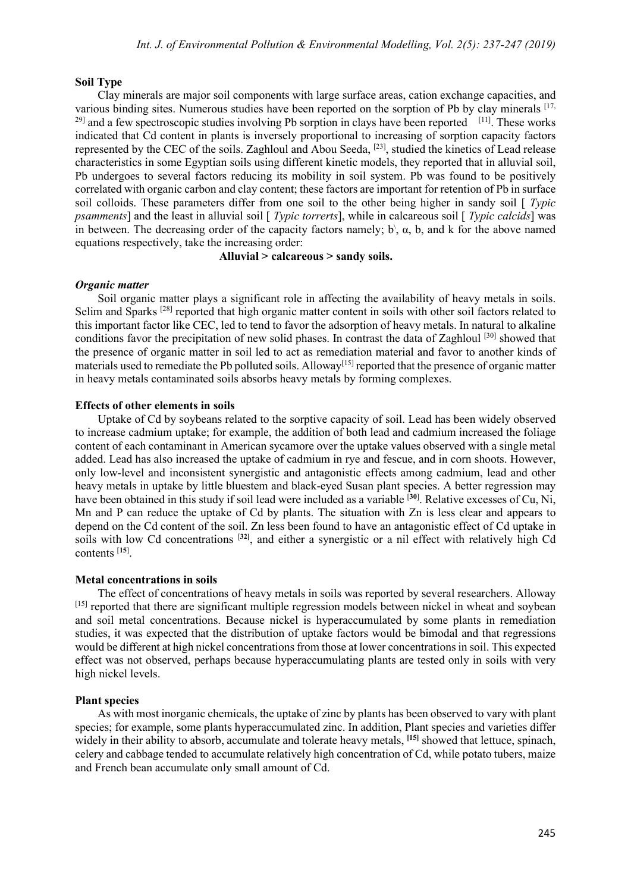**Soil Type**

Clay minerals are major soil components with large surface areas, cation exchange capacities, and various binding sites. Numerous studies have been reported on the sorption of Pb by clay minerals [17, 29] and a few spectroscopic studies involving Pb sorption in clays have been reported [11]. These works indicated that Cd content in plants is inversely proportional to increasing of sorption capacity factors represented by the CEC of the soils. Zaghloul and Abou Seeda, [23], studied the kinetics of Lead release characteristics in some Egyptian soils using different kinetic models, they reported that in alluvial soil, Pb undergoes to several factors reducing its mobility in soil system. Pb was found to be positively correlated with organic carbon and clay content; these factors are important for retention of Pb in surface soil colloids. These parameters differ from one soil to the other being higher in sandy soil [ *Typic psamments*] and the least in alluvial soil [ *Typic torrerts*], while in calcareous soil [ *Typic calcids*] was in between. The decreasing order of the capacity factors namely; b\, α, b, and k for the above named equations respectively, take the increasing order:

**Alluvial > calcareous > sandy soils.**

***Organic matter***

Soil organic matter plays a significant role in affecting the availability of heavy metals in soils. Selim and Sparks [28] reported that high organic matter content in soils with other soil factors related to this important factor like CEC, led to tend to favor the adsorption of heavy metals. In natural to alkaline conditions favor the precipitation of new solid phases. In contrast the data of Zaghloul [30] showed that the presence of organic matter in soil led to act as remediation material and favor to another kinds of materials used to remediate the Pb polluted soils. Alloway[15] reported that the presence of organic matter in heavy metals contaminated soils absorbs heavy metals by forming complexes.

**Effects of other elements in soils**

Uptake of Cd by soybeans related to the sorptive capacity of soil. Lead has been widely observed to increase cadmium uptake; for example, the addition of both lead and cadmium increased the foliage content of each contaminant in American sycamore over the uptake values observed with a single metal added. Lead has also increased the uptake of cadmium in rye and fescue, and in corn shoots. However, only low-level and inconsistent synergistic and antagonistic effects among cadmium, lead and other heavy metals in uptake by little bluestem and black-eyed Susan plant species. A better regression may have been obtained in this study if soil lead were included as a variable [30]. Relative excesses of Cu, Ni, Mn and P can reduce the uptake of Cd by plants. The situation with Zn is less clear and appears to depend on the Cd content of the soil. Zn less been found to have an antagonistic effect of Cd uptake in soils with low Cd concentrations [32], and either a synergistic or a nil effect with relatively high Cd contents [15].

**Metal concentrations in soils**

The effect of concentrations of heavy metals in soils was reported by several researchers. Alloway [15] reported that there are significant multiple regression models between nickel in wheat and soybean and soil metal concentrations. Because nickel is hyperaccumulated by some plants in remediation studies, it was expected that the distribution of uptake factors would be bimodal and that regressions would be different at high nickel concentrations from those at lower concentrations in soil. This expected effect was not observed, perhaps because hyperaccumulating plants are tested only in soils with very high nickel levels.

**Plant species**

As with most inorganic chemicals, the uptake of zinc by plants has been observed to vary with plant species; for example, some plants hyperaccumulated zinc. In addition, Plant species and varieties differ widely in their ability to absorb, accumulate and tolerate heavy metals, [15] showed that lettuce, spinach, celery and cabbage tended to accumulate relatively high concentration of Cd, while potato tubers, maize and French bean accumulate only small amount of Cd.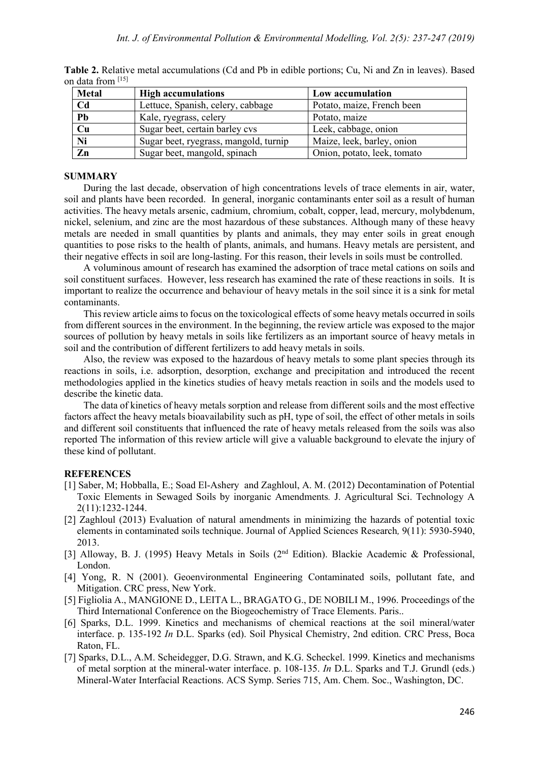**Table 2.** Relative metal accumulations (Cd and Pb in edible portions; Cu, Ni and Zn in leaves). Based on data from [15]

| Metal | High accumulations | Low accumulation |
|---|---|---|
| **Cd** | Lettuce, Spanish, celery, cabbage | Potato, maize, French been |
| **Pb** | Kale, ryegrass, celery | Potato, maize |
| **Cu** | Sugar beet, certain barley cvs | Leek, cabbage, onion |
| **Ni** | Sugar beet, ryegrass, mangold, turnip | Maize, leek, barley, onion |
| **Zn** | Sugar beet, mangold, spinach | Onion, potato, leek, tomato |

## SUMMARY

During the last decade, observation of high concentrations levels of trace elements in air, water, soil and plants have been recorded. In general, inorganic contaminants enter soil as a result of human activities. The heavy metals arsenic, cadmium, chromium, cobalt, copper, lead, mercury, molybdenum, nickel, selenium, and zinc are the most hazardous of these substances. Although many of these heavy metals are needed in small quantities by plants and animals, they may enter soils in great enough quantities to pose risks to the health of plants, animals, and humans. Heavy metals are persistent, and their negative effects in soil are long-lasting. For this reason, their levels in soils must be controlled.

A voluminous amount of research has examined the adsorption of trace metal cations on soils and soil constituent surfaces. However, less research has examined the rate of these reactions in soils. It is important to realize the occurrence and behaviour of heavy metals in the soil since it is a sink for metal contaminants.

This review article aims to focus on the toxicological effects of some heavy metals occurred in soils from different sources in the environment. In the beginning, the review article was exposed to the major sources of pollution by heavy metals in soils like fertilizers as an important source of heavy metals in soil and the contribution of different fertilizers to add heavy metals in soils.

Also, the review was exposed to the hazardous of heavy metals to some plant species through its reactions in soils, i.e. adsorption, desorption, exchange and precipitation and introduced the recent methodologies applied in the kinetics studies of heavy metals reaction in soils and the models used to describe the kinetic data.

The data of kinetics of heavy metals sorption and release from different soils and the most effective factors affect the heavy metals bioavailability such as pH, type of soil, the effect of other metals in soils and different soil constituents that influenced the rate of heavy metals released from the soils was also reported The information of this review article will give a valuable background to elevate the injury of these kind of pollutant.

## REFERENCES

[1] Saber, M; Hobballa, E.; Soad El-Ashery and Zaghloul, A. M. (2012) Decontamination of Potential Toxic Elements in Sewaged Soils by inorganic Amendments*.* J. Agricultural Sci. Technology A 2(11):1232-1244.

[2] Zaghloul (2013) Evaluation of natural amendments in minimizing the hazards of potential toxic elements in contaminated soils technique. Journal of Applied Sciences Research*,* 9(11): 5930-5940, 2013.

[3] Alloway, B. J. (1995) Heavy Metals in Soils (2nd Edition). Blackie Academic & Professional, London.

[4] Yong, R. N (2001). Geoenvironmental Engineering Contaminated soils, pollutant fate, and Mitigation. CRC press, New York.

[5] Figliolia A., MANGIONE D., LEITA L., BRAGATO G., DE NOBILI M., 1996. Proceedings of the Third International Conference on the Biogeochemistry of Trace Elements. Paris..

[6] Sparks, D.L. 1999. Kinetics and mechanisms of chemical reactions at the soil mineral/water interface. p. 135-192 *In* D.L. Sparks (ed). Soil Physical Chemistry, 2nd edition. CRC Press, Boca Raton, FL.

[7] Sparks, D.L., A.M. Scheidegger, D.G. Strawn, and K.G. Scheckel. 1999. Kinetics and mechanisms of metal sorption at the mineral-water interface. p. 108-135. *In* D.L. Sparks and T.J. Grundl (eds.) Mineral-Water Interfacial Reactions. ACS Symp. Series 715, Am. Chem. Soc., Washington, DC.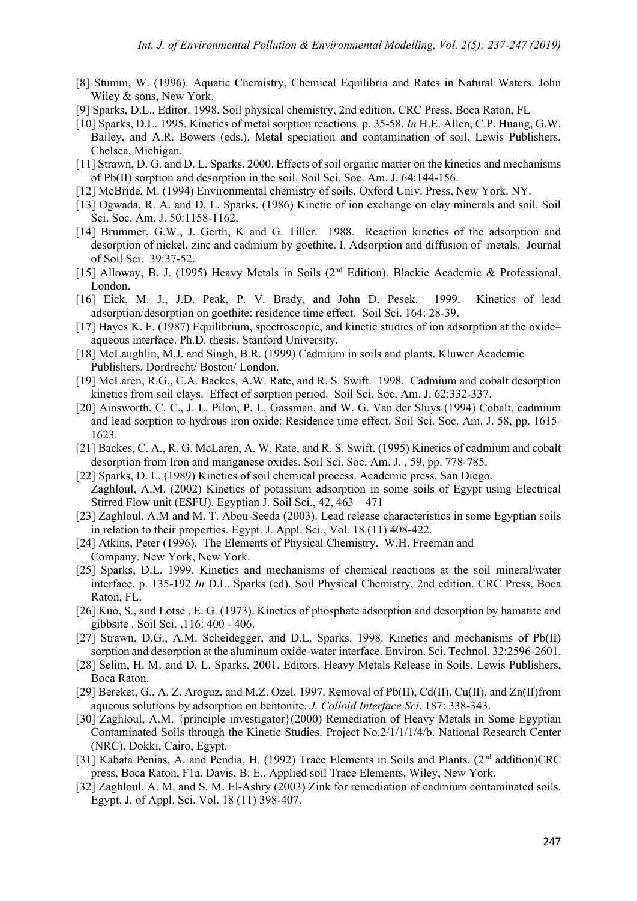[8] Stumm, W. (1996). Aquatic Chemistry, Chemical Equilibria and Rates in Natural Waters. John Wiley & sons, New York.

[9] Sparks, D.L., Editor. 1998. Soil physical chemistry, 2nd edition, CRC Press, Boca Raton, FL

[10] Sparks, D.L. 1995. Kinetics of metal sorption reactions. p. 35-58. *In* H.E. Allen, C.P. Huang, G.W. Bailey, and A.R. Bowers (eds.). Metal speciation and contamination of soil. Lewis Publishers, Chelsea, Michigan.

[11] Strawn, D. G. and D. L. Sparks. 2000. Effects of soil organic matter on the kinetics and mechanisms of Pb(II) sorption and desorption in the soil. Soil Sci. Soc. Am. J. 64:144-156.

[12] McBride, M. (1994) Environmental chemistry of soils. Oxford Univ. Press, New York. NY.

[13] Ogwada, R. A. and D. L. Sparks. (1986) Kinetic of ion exchange on clay minerals and soil. Soil Sci. Soc. Am. J. 50:1158-1162.

[14] Brummer, G.W., J. Gerth, K and G. Tiller. 1988. Reaction kinetics of the adsorption and desorption of nickel, zinc and cadmium by goethite. I. Adsorption and diffusion of metals. Journal of Soil Sci. 39:37-52.

[15] Alloway, B. J. (1995) Heavy Metals in Soils (2nd Edition). Blackie Academic & Professional, London.

[16] Eick, M. J., J.D. Peak, P. V. Brady, and John D. Pesek. 1999. Kinetics of lead adsorption/desorption on goethite: residence time effect. Soil Sci. 164: 28-39.

[17] Hayes K. F. (1987) Equilibrium, spectroscopic, and kinetic studies of ion adsorption at the oxide–aqueous interface. Ph.D. thesis. Stanford University.

[18] McLaughlin, M.J. and Singh, B.R. (1999) Cadmium in soils and plants. Kluwer Academic Publishers. Dordrecht/ Boston/ London.

[19] McLaren, R.G., C.A. Backes, A.W. Rate, and R. S. Swift. 1998. Cadmium and cobalt desorption kinetics from soil clays. Effect of sorption period. Soil Sci. Soc. Am. J. 62:332-337.

[20] Ainsworth, C. C., J. L. Pilon, P. L. Gassman, and W. G. Van der Sluys (1994) Cobalt, cadmium and lead sorption to hydrous iron oxide: Residence time effect. Soil Sci. Soc. Am. J. 58, pp. 1615-1623.

[21] Backes, C. A., R. G. McLaren, A. W. Rate, and R. S. Swift. (1995) Kinetics of cadmium and cobalt desorption from Iron and manganese oxides. Soil Sci. Soc. Am. J. , 59, pp. 778-785.

[22] Sparks, D. L. (1989) Kinetics of soil chemical process. Academic press, San Diego.
Zaghloul, A.M. (2002) Kinetics of potassium adsorption in some soils of Egypt using Electrical Stirred Flow unit (ESFU). Egyptian J. Soil Sci., 42, 463 – 471

[23] Zaghloul, A.M and M. T. Abou-Seeda (2003). Lead release characteristics in some Egyptian soils in relation to their properties. Egypt. J. Appl. Sci., Vol. 18 (11) 408-422.

[24] Atkins, Peter (1996). The Elements of Physical Chemistry. W.H. Freeman and Company. New York, New York.

[25] Sparks, D.L. 1999. Kinetics and mechanisms of chemical reactions at the soil mineral/water interface. p. 135-192 *In* D.L. Sparks (ed). Soil Physical Chemistry, 2nd edition. CRC Press, Boca Raton, FL.

[26] Kuo, S., and Lotse , E. G. (1973). Kinetics of phosphate adsorption and desorption by hamatite and gibbsite . Soil Sci. ,116: 400 - 406.

[27] Strawn, D.G., A.M. Scheidegger, and D.L. Sparks. 1998. Kinetics and mechanisms of Pb(II) sorption and desorption at the aluminum oxide-water interface. Environ. Sci. Technol. 32:2596-2601.

[28] Selim, H. M. and D. L. Sparks. 2001. Editors. Heavy Metals Release in Soils. Lewis Publishers, Boca Raton.

[29] Bereket, G., A. Z. Aroguz, and M.Z. Ozel. 1997. Removal of Pb(II), Cd(II), Cu(II), and Zn(II)from aqueous solutions by adsorption on bentonite. *J. Colloid Interface Sci*. 187: 338-343.

[30] Zaghloul, A.M. {principle investigator}(2000) Remediation of Heavy Metals in Some Egyptian Contaminated Soils through the Kinetic Studies. Project No.2/1/1/1/4/b. National Research Center (NRC), Dokki, Cairo, Egypt.

[31] Kabata Penias, A. and Pendia, H. (1992) Trace Elements in Soils and Plants. (2nd addition)CRC press, Boca Raton, F1a. Davis, B. E., Applied soil Trace Elements. Wiley, New York.

[32] Zaghloul, A. M. and S. M. El-Ashry (2003) Zink for remediation of cadmium contaminated soils. Egypt. J. of Appl. Sci. Vol. 18 (11) 398-407.